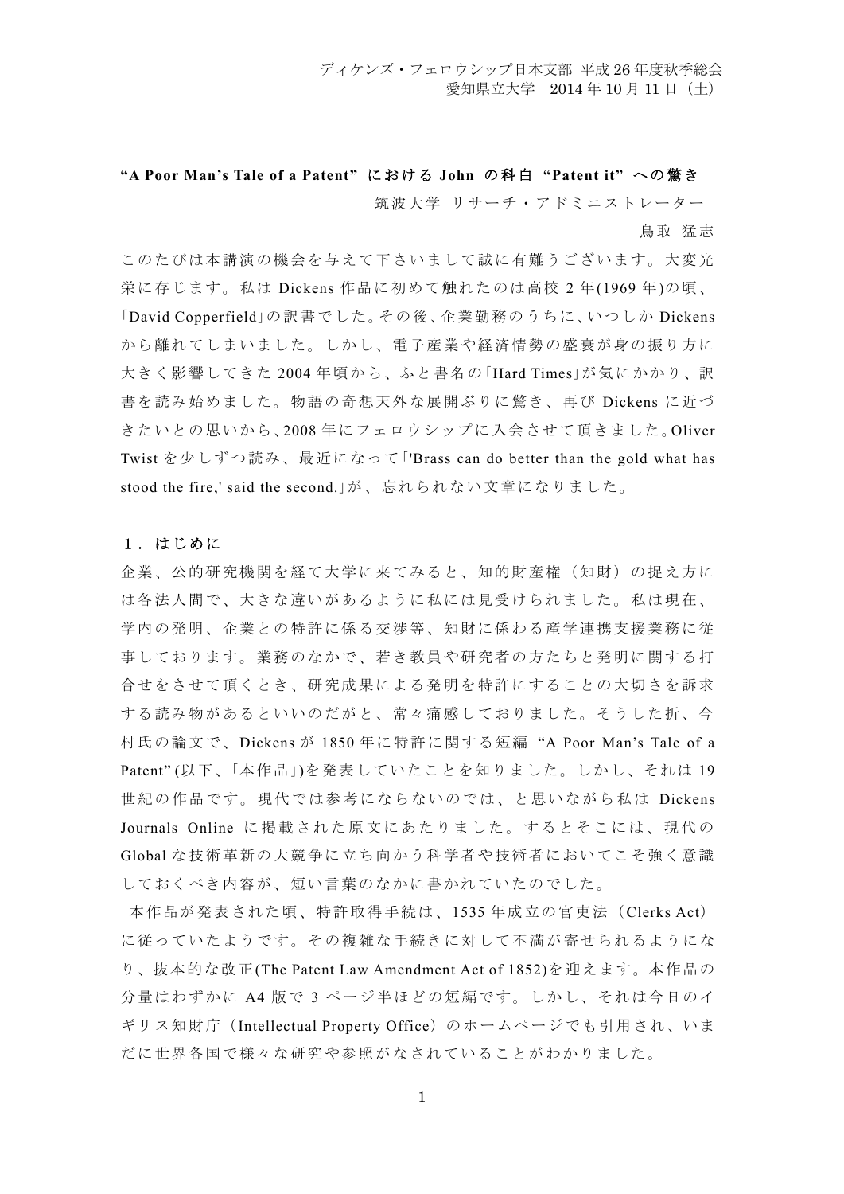ディケンズ・フェロウシップ日本支部 平成26年度秋季総会
愛知県立大学　2014年10月11日（土）

**"A Poor Man's Tale of a Patent" における John の科白 "Patent it" への驚き**

筑波大学 リサーチ・アドミニストレーター

鳥取 猛志

このたびは本講演の機会を与えて下さいまして誠に有難うございます。大変光栄に存じます。私は Dickens 作品に初めて触れたのは高校2年(1969年)の頃、「David Copperfield」の訳書でした。その後、企業勤務のうちに、いつしか Dickens から離れてしまいました。しかし、電子産業や経済情勢の盛衰が身の振り方に大きく影響してきた2004年頃から、ふと書名の「Hard Times」が気にかかり、訳書を読み始めました。物語の奇想天外な展開ぶりに驚き、再び Dickens に近づきたいとの思いから、2008年にフェロウシップに入会させて頂きました。Oliver Twist を少しずつ読み、最近になって「'Brass can do better than the gold what has stood the fire,' said the second.」が、忘れられない文章になりました。

## １．はじめに

企業、公的研究機関を経て大学に来てみると、知的財産権（知財）の捉え方には各法人間で、大きな違いがあるように私には見受けられました。私は現在、学内の発明、企業との特許に係る交渉等、知財に係わる産学連携支援業務に従事しております。業務のなかで、若き教員や研究者の方たちと発明に関する打合せをさせて頂くとき、研究成果による発明を特許にすることの大切さを訴求する読み物があるといいのだがと、常々痛感しておりました。そうした折、今村氏の論文で、Dickens が1850年に特許に関する短編 "A Poor Man's Tale of a Patent" (以下、「本作品」)を発表していたことを知りました。しかし、それは19世紀の作品です。現代では参考にならないのでは、と思いながら私は Dickens Journals Online に掲載された原文にあたりました。するとそこには、現代の Global な技術革新の大競争に立ち向かう科学者や技術者においてこそ強く意識しておくべき内容が、短い言葉のなかに書かれていたのでした。

本作品が発表された頃、特許取得手続は、1535年成立の官吏法（Clerks Act）に従っていたようです。その複雑な手続きに対して不満が寄せられるようになり、抜本的な改正(The Patent Law Amendment Act of 1852)を迎えます。本作品の分量はわずかに A4 版で3ページ半ほどの短編です。しかし、それは今日のイギリス知財庁（Intellectual Property Office）のホームページでも引用され、いまだに世界各国で様々な研究や参照がなされていることがわかりました。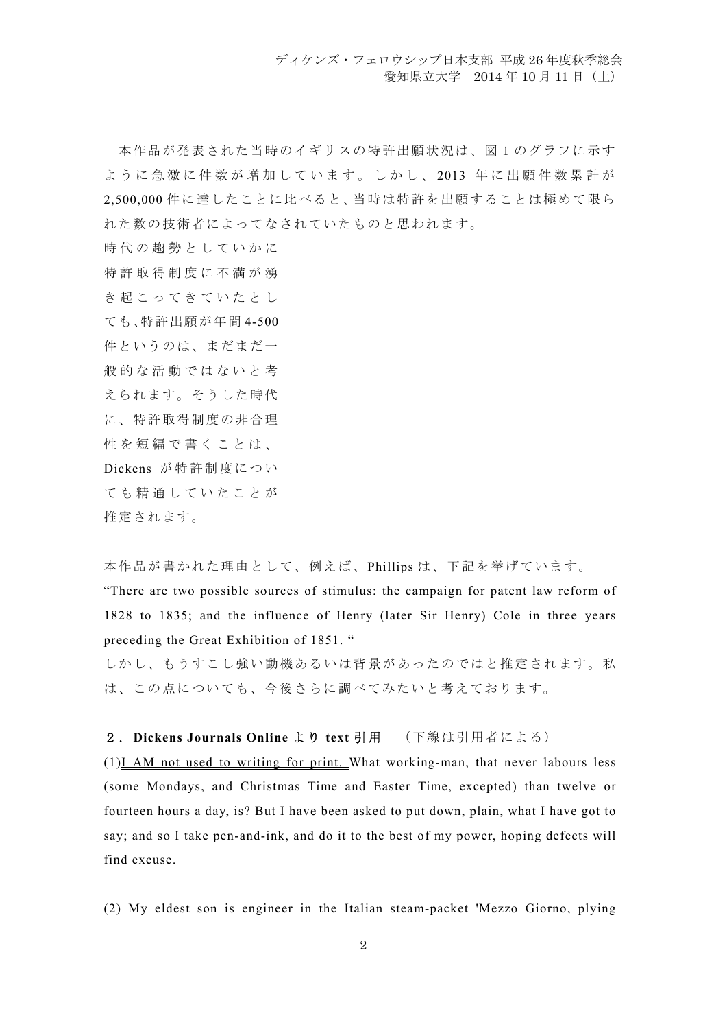本作品が発表された当時のイギリスの特許出願状況は、図1のグラフに示すように急激に件数が増加しています。しかし、2013 年に出願件数累計が 2,500,000 件に達したことに比べると、当時は特許を出願することは極めて限られた数の技術者によってなされていたものと思われます。

時代の趨勢としていかに特許取得制度に不満が湧き起こってきていたとしても、特許出願が年間 4-500 件というのは、まだまだ一般的な活動ではないと考えられます。そうした時代に、特許取得制度の非合理性を短編で書くことは、Dickens が特許制度についても精通していたことが推定されます。

本作品が書かれた理由として、例えば、Phillips は、下記を挙げています。

“There are two possible sources of stimulus: the campaign for patent law reform of 1828 to 1835; and the influence of Henry (later Sir Henry) Cole in three years preceding the Great Exhibition of 1851. “

しかし、もうすこし強い動機あるいは背景があったのではと推定されます。私は、この点についても、今後さらに調べてみたいと考えております。

## ２．Dickens Journals Online より text 引用　（下線は引用者による）

(1)<u>I AM not used to writing for print.</u> What working-man, that never labours less (some Mondays, and Christmas Time and Easter Time, excepted) than twelve or fourteen hours a day, is? But I have been asked to put down, plain, what I have got to say; and so I take pen-and-ink, and do it to the best of my power, hoping defects will find excuse.

(2) My eldest son is engineer in the Italian steam-packet 'Mezzo Giorno, plying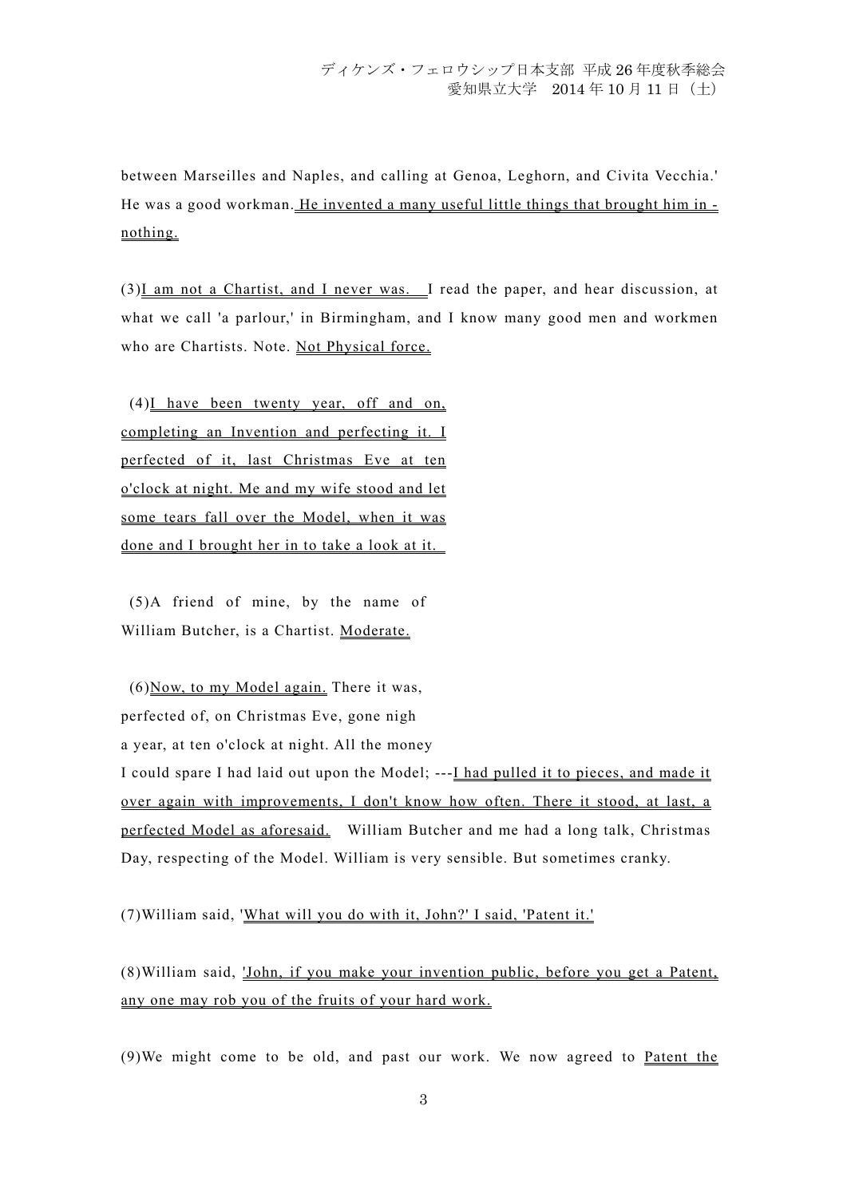between Marseilles and Naples, and calling at Genoa, Leghorn, and Civita Vecchia.' He was a good workman. <u>He invented a many useful little things that brought him in - nothing.</u>

(3)<u>I am not a Chartist, and I never was.</u> I read the paper, and hear discussion, at what we call 'a parlour,' in Birmingham, and I know many good men and workmen who are Chartists. Note. <u>Not Physical force.</u>

(4)<u>I have been twenty year, off and on, completing an Invention and perfecting it. I perfected of it, last Christmas Eve at ten o'clock at night. Me and my wife stood and let some tears fall over the Model, when it was done and I brought her in to take a look at it.</u>

(5)A friend of mine, by the name of William Butcher, is a Chartist. <u>Moderate.</u>

(6)<u>Now, to my Model again.</u> There it was, perfected of, on Christmas Eve, gone nigh a year, at ten o'clock at night. All the money I could spare I had laid out upon the Model; ---<u>I had pulled it to pieces, and made it over again with improvements, I don't know how often. There it stood, at last, a perfected Model as aforesaid.</u> William Butcher and me had a long talk, Christmas Day, respecting of the Model. William is very sensible. But sometimes cranky.

(7)William said, <u>'What will you do with it, John?' I said, 'Patent it.'</u>

(8)William said, <u>'John, if you make your invention public, before you get a Patent, any one may rob you of the fruits of your hard work.</u>

(9)We might come to be old, and past our work. We now agreed to <u>Patent the</u>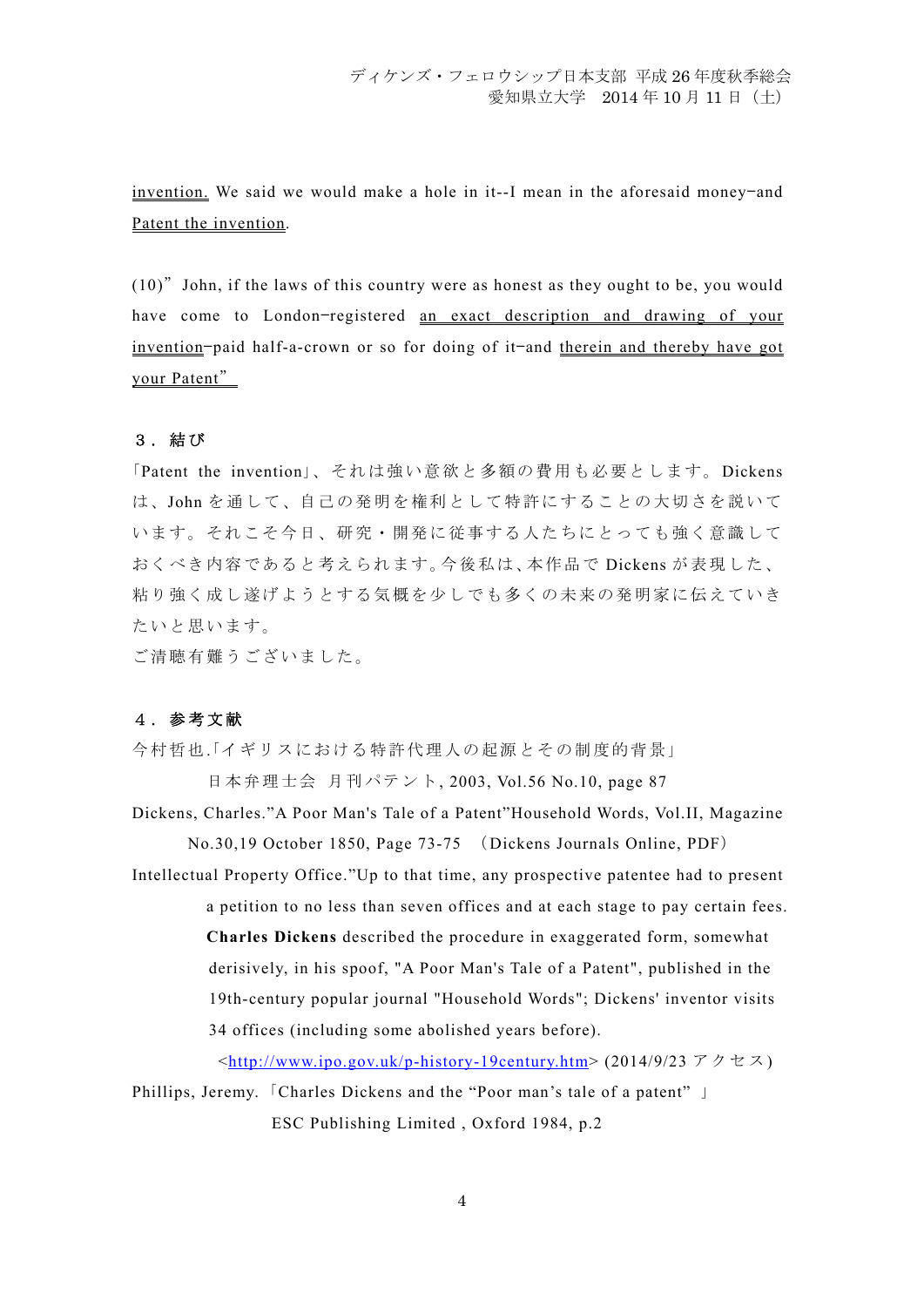invention. We said we would make a hole in it--I mean in the aforesaid money−and Patent the invention.

(10)”John, if the laws of this country were as honest as they ought to be, you would have come to London−registered an exact description and drawing of your invention−paid half-a-crown or so for doing of it−and therein and thereby have got your Patent”

### ３．結び

「Patent the invention」、それは強い意欲と多額の費用も必要とします。Dickens は、John を通して、自己の発明を権利として特許にすることの大切さを説いています。それこそ今日、研究・開発に従事する人たちにとっても強く意識しておくべき内容であると考えられます。今後私は、本作品で Dickens が表現した、粘り強く成し遂げようとする気概を少しでも多くの未来の発明家に伝えていきたいと思います。

ご清聴有難うございました。

### ４．参考文献

今村哲也.「イギリスにおける特許代理人の起源とその制度的背景」
　　日本弁理士会　月刊パテント, 2003, Vol.56 No.10, page 87

Dickens, Charles.”A Poor Man's Tale of a Patent”Household Words, Vol.II, Magazine No.30,19 October 1850, Page 73-75　（Dickens Journals Online, PDF）

Intellectual Property Office.”Up to that time, any prospective patentee had to present a petition to no less than seven offices and at each stage to pay certain fees. **Charles Dickens** described the procedure in exaggerated form, somewhat derisively, in his spoof, "A Poor Man's Tale of a Patent", published in the 19th-century popular journal "Household Words"; Dickens' inventor visits 34 offices (including some abolished years before).
　　<http://www.ipo.gov.uk/p-history-19century.htm> (2014/9/23 アクセス)

Phillips, Jeremy.「Charles Dickens and the “Poor man’s tale of a patent” 」
　　ESC Publishing Limited , Oxford 1984, p.2